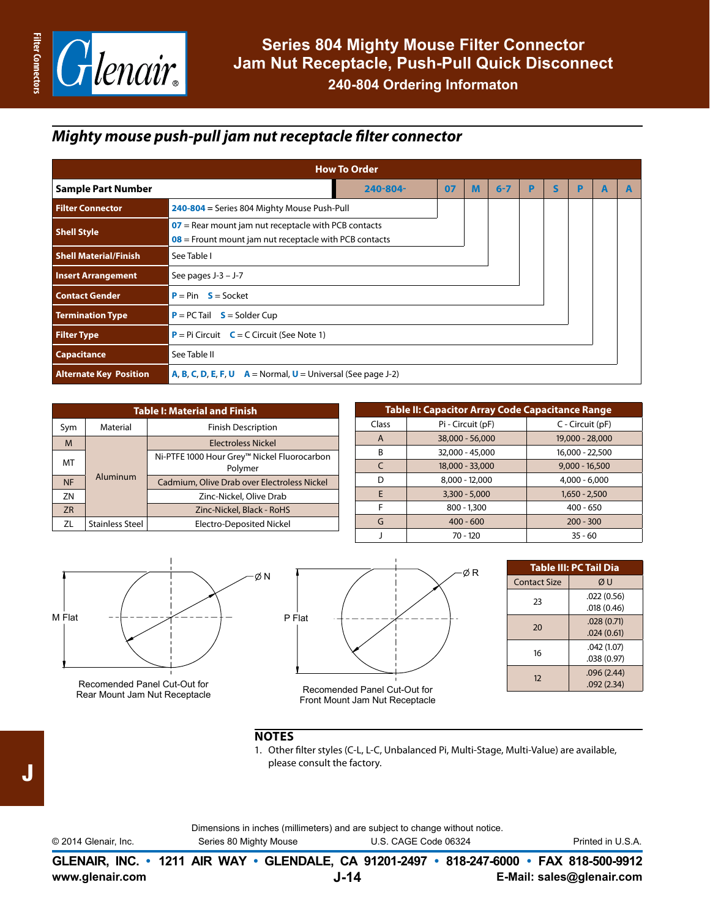# Series 804 Mighty Mouse Filter Connector
# Jam Nut Receptacle, Push-Pull Quick Disconnect
## 240-804 Ordering Informaton

## Mighty mouse push-pull jam nut receptacle filter connector

| How To Order | | | | | | | | | |
|---|---|---|---|---|---|---|---|---|---|
| **Sample Part Number** | 240-804- | 07 | M | 6-7 | P | S | P | A | A |
| **Filter Connector** | 240-804 = Series 804 Mighty Mouse Push-Pull | | | | | | | | |
| **Shell Style** | 07 = Rear mount jam nut receptacle with PCB contacts<br>08 = Frount mount jam nut receptacle with PCB contacts | | | | | | | | |
| **Shell Material/Finish** | See Table I | | | | | | | | |
| **Insert Arrangement** | See pages J-3 – J-7 | | | | | | | | |
| **Contact Gender** | P = Pin S = Socket | | | | | | | | |
| **Termination Type** | P = PC Tail S = Solder Cup | | | | | | | | |
| **Filter Type** | P = Pi Circuit C = C Circuit (See Note 1) | | | | | | | | |
| **Capacitance** | See Table II | | | | | | | | |
| **Alternate Key Position** | A, B, C, D, E, F, U A = Normal, U = Universal (See page J-2) | | | | | | | | |

**Table I: Material and Finish**

| Sym | Material | Finish Description |
|---|---|---|
| M | Aluminum | Electroless Nickel |
| MT | Aluminum | Ni-PTFE 1000 Hour Grey™ Nickel Fluorocarbon Polymer |
| NF | Aluminum | Cadmium, Olive Drab over Electroless Nickel |
| ZN | Aluminum | Zinc-Nickel, Olive Drab |
| ZR | Aluminum | Zinc-Nickel, Black - RoHS |
| ZL | Stainless Steel | Electro-Deposited Nickel |

**Table II: Capacitor Array Code Capacitance Range**

| Class | Pi - Circuit (pF) | C - Circuit (pF) |
|---|---|---|
| A | 38,000 - 56,000 | 19,000 - 28,000 |
| B | 32,000 - 45,000 | 16,000 - 22,500 |
| C | 18,000 - 33,000 | 9,000 - 16,500 |
| D | 8,000 - 12,000 | 4,000 - 6,000 |
| E | 3,300 - 5,000 | 1,650 - 2,500 |
| F | 800 - 1,300 | 400 - 650 |
| G | 400 - 600 | 200 - 300 |
| J | 70 - 120 | 35 - 60 |

M Flat, Ø N

Recomended Panel Cut-Out for Rear Mount Jam Nut Receptacle

P Flat, Ø R

Recomended Panel Cut-Out for Front Mount Jam Nut Receptacle

**Table III: PC Tail Dia**

| Contact Size | Ø U |
|---|---|
| 23 | .022 (0.56)<br>.018 (0.46) |
| 20 | .028 (0.71)<br>.024 (0.61) |
| 16 | .042 (1.07)<br>.038 (0.97) |
| 12 | .096 (2.44)<br>.092 (2.34) |

## NOTES

1. Other filter styles (C-L, L-C, Unbalanced Pi, Multi-Stage, Multi-Value) are available, please consult the factory.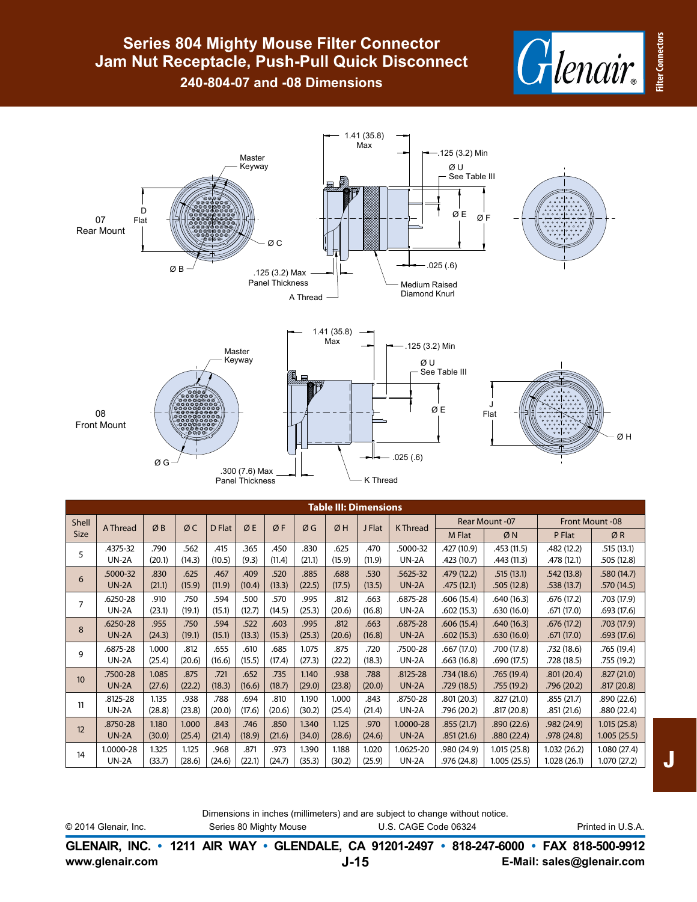# Series 804 Mighty Mouse Filter Connector
## Jam Nut Receptacle, Push-Pull Quick Disconnect
### 240-804-07 and -08 Dimensions

07
Rear Mount

Master Keyway
D Flat
Ø C
Ø B
.125 (3.2) Max Panel Thickness
A Thread
1.41 (35.8) Max
.125 (3.2) Min
Ø U See Table III
Ø E
Ø F
.025 (.6)
Medium Raised Diamond Knurl

08
Front Mount

Master Keyway
Ø G
.300 (7.6) Max Panel Thickness
1.41 (35.8) Max
.125 (3.2) Min
Ø U See Table III
Ø E
.025 (.6)
K Thread
J Flat
Ø H

**Table III: Dimensions**

| Shell Size | A Thread | Ø B | Ø C | D Flat | Ø E | Ø F | Ø G | Ø H | J Flat | K Thread | Rear Mount -07 | | Front Mount -08 | |
|---|---|---|---|---|---|---|---|---|---|---|---|---|---|---|
| | | | | | | | | | | | M Flat | Ø N | P Flat | Ø R |
| 5 | .4375-32 UN-2A | .790 (20.1) | .562 (14.3) | .415 (10.5) | .365 (9.3) | .450 (11.4) | .830 (21.1) | .625 (15.9) | .470 (11.9) | .5000-32 UN-2A | .427 (10.9) .423 (10.7) | .453 (11.5) .443 (11.3) | .482 (12.2) .478 (12.1) | .515 (13.1) .505 (12.8) |
| 6 | .5000-32 UN-2A | .830 (21.1) | .625 (15.9) | .467 (11.9) | .409 (10.4) | .520 (13.3) | .885 (22.5) | .688 (17.5) | .530 (13.5) | .5625-32 UN-2A | .479 (12.2) .475 (12.1) | .515 (13.1) .505 (12.8) | .542 (13.8) .538 (13.7) | .580 (14.7) .570 (14.5) |
| 7 | .6250-28 UN-2A | .910 (23.1) | .750 (19.1) | .594 (15.1) | .500 (12.7) | .570 (14.5) | .995 (25.3) | .812 (20.6) | .663 (16.8) | .6875-28 UN-2A | .606 (15.4) .602 (15.3) | .640 (16.3) .630 (16.0) | .676 (17.2) .671 (17.0) | .703 (17.9) .693 (17.6) |
| 8 | .6250-28 UN-2A | .955 (24.3) | .750 (19.1) | .594 (15.1) | .522 (13.3) | .603 (15.3) | .995 (25.3) | .812 (20.6) | .663 (16.8) | .6875-28 UN-2A | .606 (15.4) .602 (15.3) | .640 (16.3) .630 (16.0) | .676 (17.2) .671 (17.0) | .703 (17.9) .693 (17.6) |
| 9 | .6875-28 UN-2A | 1.000 (25.4) | .812 (20.6) | .655 (16.6) | .610 (15.5) | .685 (17.4) | 1.075 (27.3) | .875 (22.2) | .720 (18.3) | .7500-28 UN-2A | .667 (17.0) .663 (16.8) | .700 (17.8) .690 (17.5) | .732 (18.6) .728 (18.5) | .765 (19.4) .755 (19.2) |
| 10 | .7500-28 UN-2A | 1.085 (27.6) | .875 (22.2) | .721 (18.3) | .652 (16.6) | .735 (18.7) | 1.140 (29.0) | .938 (23.8) | .788 (20.0) | .8125-28 UN-2A | .734 (18.6) .729 (18.5) | .765 (19.4) .755 (19.2) | .801 (20.4) .796 (20.2) | .827 (21.0) .817 (20.8) |
| 11 | .8125-28 UN-2A | 1.135 (28.8) | .938 (23.8) | .788 (20.0) | .694 (17.6) | .810 (20.6) | 1.190 (30.2) | 1.000 (25.4) | .843 (21.4) | .8750-28 UN-2A | .801 (20.3) .796 (20.2) | .827 (21.0) .817 (20.8) | .855 (21.7) .851 (21.6) | .890 (22.6) .880 (22.4) |
| 12 | .8750-28 UN-2A | 1.180 (30.0) | 1.000 (25.4) | .843 (21.4) | .746 (18.9) | .850 (21.6) | 1.340 (34.0) | 1.125 (28.6) | .970 (24.6) | 1.0000-28 UN-2A | .855 (21.7) .851 (21.6) | .890 (22.6) .880 (22.4) | .982 (24.9) .978 (24.8) | 1.015 (25.8) 1.005 (25.5) |
| 14 | 1.0000-28 UN-2A | 1.325 (33.7) | 1.125 (28.6) | .968 (24.6) | .871 (22.1) | .973 (24.7) | 1.390 (35.3) | 1.188 (30.2) | 1.020 (25.9) | 1.0625-20 UN-2A | .980 (24.9) .976 (24.8) | 1.015 (25.8) 1.005 (25.5) | 1.032 (26.2) 1.028 (26.1) | 1.080 (27.4) 1.070 (27.2) |

Dimensions in inches (millimeters) and are subject to change without notice.